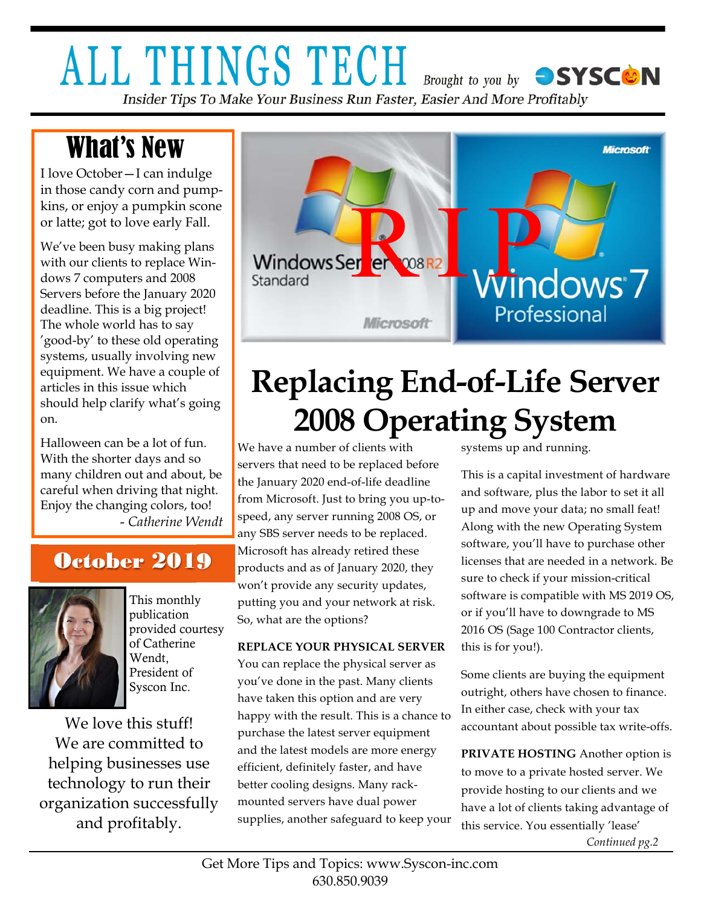# ALL THINGS TECH

Brought to you by SYSCON

*Insider Tips To Make Your Business Run Faster, Easier And More Profitably*

## What's New

I love October—I can indulge in those candy corn and pumpkins, or enjoy a pumpkin scone or latte; got to love early Fall.

We've been busy making plans with our clients to replace Windows 7 computers and 2008 Servers before the January 2020 deadline. This is a big project! The whole world has to say 'good-by' to these old operating systems, usually involving new equipment. We have a couple of articles in this issue which should help clarify what's going on.

Halloween can be a lot of fun. With the shorter days and so many children out and about, be careful when driving that night. Enjoy the changing colors, too!

*- Catherine Wendt*

## October 2019

This monthly publication provided courtesy of Catherine Wendt, President of Syscon Inc.

We love this stuff! We are committed to helping businesses use technology to run their organization successfully and profitably.

# Replacing End-of-Life Server 2008 Operating System

We have a number of clients with servers that need to be replaced before the January 2020 end-of-life deadline from Microsoft. Just to bring you up-to-speed, any server running 2008 OS, or any SBS server needs to be replaced. Microsoft has already retired these products and as of January 2020, they won't provide any security updates, putting you and your network at risk. So, what are the options?

**REPLACE YOUR PHYSICAL SERVER** You can replace the physical server as you've done in the past. Many clients have taken this option and are very happy with the result. This is a chance to purchase the latest server equipment and the latest models are more energy efficient, definitely faster, and have better cooling designs. Many rack-mounted servers have dual power supplies, another safeguard to keep your systems up and running.

This is a capital investment of hardware and software, plus the labor to set it all up and move your data; no small feat! Along with the new Operating System software, you'll have to purchase other licenses that are needed in a network. Be sure to check if your mission-critical software is compatible with MS 2019 OS, or if you'll have to downgrade to MS 2016 OS (Sage 100 Contractor clients, this is for you!).

Some clients are buying the equipment outright, others have chosen to finance. In either case, check with your tax accountant about possible tax write-offs.

**PRIVATE HOSTING** Another option is to move to a private hosted server. We provide hosting to our clients and we have a lot of clients taking advantage of this service. You essentially 'lease'

*Continued pg.2*

Get More Tips and Topics: www.Syscon-inc.com
630.850.9039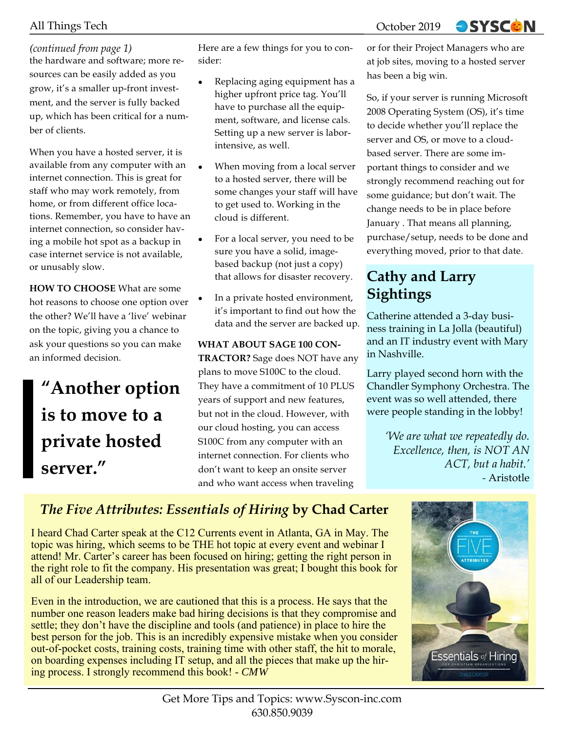*(continued from page 1)*
the hardware and software; more resources can be easily added as you grow, it's a smaller up-front investment, and the server is fully backed up, which has been critical for a number of clients.

When you have a hosted server, it is available from any computer with an internet connection. This is great for staff who may work remotely, from home, or from different office locations. Remember, you have to have an internet connection, so consider having a mobile hot spot as a backup in case internet service is not available, or unusably slow.

**HOW TO CHOOSE** What are some hot reasons to choose one option over the other? We'll have a 'live' webinar on the topic, giving you a chance to ask your questions so you can make an informed decision.

> **"Another option is to move to a private hosted server."**

Here are a few things for you to consider:

- Replacing aging equipment has a higher upfront price tag. You'll have to purchase all the equipment, software, and license cals. Setting up a new server is labor-intensive, as well.
- When moving from a local server to a hosted server, there will be some changes your staff will have to get used to. Working in the cloud is different.
- For a local server, you need to be sure you have a solid, image-based backup (not just a copy) that allows for disaster recovery.
- In a private hosted environment, it's important to find out how the data and the server are backed up.

**WHAT ABOUT SAGE 100 CONTRACTOR?** Sage does NOT have any plans to move S100C to the cloud. They have a commitment of 10 PLUS years of support and new features, but not in the cloud. However, with our cloud hosting, you can access S100C from any computer with an internet connection. For clients who don't want to keep an onsite server and who want access when traveling or for their Project Managers who are at job sites, moving to a hosted server has been a big win.

So, if your server is running Microsoft 2008 Operating System (OS), it's time to decide whether you'll replace the server and OS, or move to a cloud-based server. There are some important things to consider and we strongly recommend reaching out for some guidance; but don't wait. The change needs to be in place before January . That means all planning, purchase/setup, needs to be done and everything moved, prior to that date.

## Cathy and Larry Sightings

Catherine attended a 3-day business training in La Jolla (beautiful) and an IT industry event with Mary in Nashville.

Larry played second horn with the Chandler Symphony Orchestra. The event was so well attended, there were people standing in the lobby!

*'We are what we repeatedly do. Excellence, then, is NOT AN ACT, but a habit.'*
- Aristotle

## *The Five Attributes: Essentials of Hiring* by Chad Carter

I heard Chad Carter speak at the C12 Currents event in Atlanta, GA in May. The topic was hiring, which seems to be THE hot topic at every event and webinar I attend! Mr. Carter's career has been focused on hiring; getting the right person in the right role to fit the company. His presentation was great; I bought this book for all of our Leadership team.

Even in the introduction, we are cautioned that this is a process. He says that the number one reason leaders make bad hiring decisions is that they compromise and settle; they don't have the discipline and tools (and patience) in place to hire the best person for the job. This is an incredibly expensive mistake when you consider out-of-pocket costs, training costs, training time with other staff, the hit to morale, on boarding expenses including IT setup, and all the pieces that make up the hiring process. I strongly recommend this book! - *CMW*

Get More Tips and Topics: www.Syscon-inc.com
630.850.9039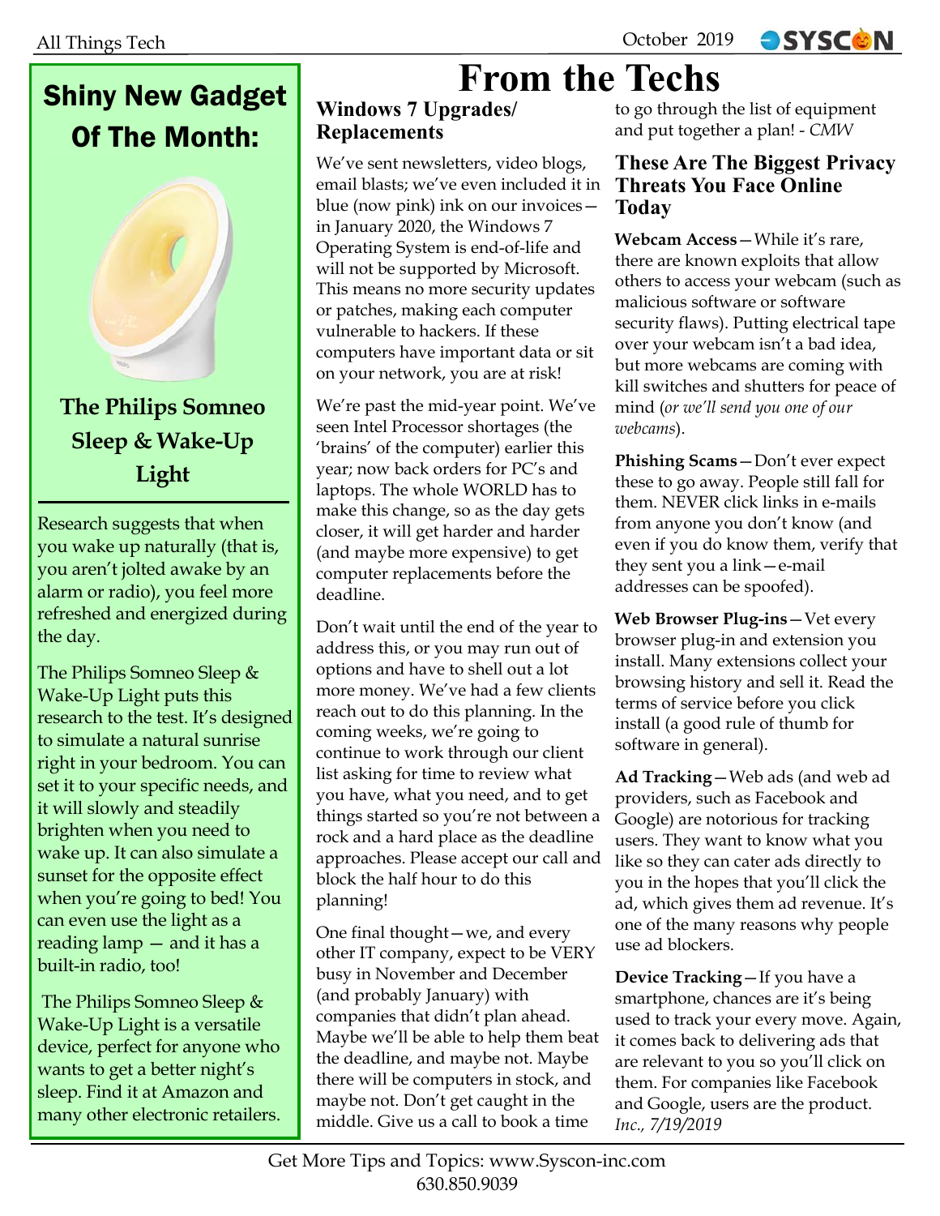## Shiny New Gadget Of The Month:

### The Philips Somneo Sleep & Wake-Up Light

Research suggests that when you wake up naturally (that is, you aren't jolted awake by an alarm or radio), you feel more refreshed and energized during the day.

The Philips Somneo Sleep & Wake-Up Light puts this research to the test. It's designed to simulate a natural sunrise right in your bedroom. You can set it to your specific needs, and it will slowly and steadily brighten when you need to wake up. It can also simulate a sunset for the opposite effect when you're going to bed! You can even use the light as a reading lamp — and it has a built-in radio, too!

The Philips Somneo Sleep & Wake-Up Light is a versatile device, perfect for anyone who wants to get a better night's sleep. Find it at Amazon and many other electronic retailers.

# From the Techs

## Windows 7 Upgrades/ Replacements

We've sent newsletters, video blogs, email blasts; we've even included it in blue (now pink) ink on our invoices—in January 2020, the Windows 7 Operating System is end-of-life and will not be supported by Microsoft. This means no more security updates or patches, making each computer vulnerable to hackers. If these computers have important data or sit on your network, you are at risk!

We're past the mid-year point. We've seen Intel Processor shortages (the 'brains' of the computer) earlier this year; now back orders for PC's and laptops. The whole WORLD has to make this change, so as the day gets closer, it will get harder and harder (and maybe more expensive) to get computer replacements before the deadline.

Don't wait until the end of the year to address this, or you may run out of options and have to shell out a lot more money. We've had a few clients reach out to do this planning. In the coming weeks, we're going to continue to work through our client list asking for time to review what you have, what you need, and to get things started so you're not between a rock and a hard place as the deadline approaches. Please accept our call and block the half hour to do this planning!

One final thought—we, and every other IT company, expect to be VERY busy in November and December (and probably January) with companies that didn't plan ahead. Maybe we'll be able to help them beat the deadline, and maybe not. Maybe there will be computers in stock, and maybe not. Don't get caught in the middle. Give us a call to book a time to go through the list of equipment and put together a plan! - *CMW*

## These Are The Biggest Privacy Threats You Face Online Today

**Webcam Access**—While it's rare, there are known exploits that allow others to access your webcam (such as malicious software or software security flaws). Putting electrical tape over your webcam isn't a bad idea, but more webcams are coming with kill switches and shutters for peace of mind (*or we'll send you one of our webcams*).

**Phishing Scams**—Don't ever expect these to go away. People still fall for them. NEVER click links in e-mails from anyone you don't know (and even if you do know them, verify that they sent you a link—e-mail addresses can be spoofed).

**Web Browser Plug-ins**—Vet every browser plug-in and extension you install. Many extensions collect your browsing history and sell it. Read the terms of service before you click install (a good rule of thumb for software in general).

**Ad Tracking**—Web ads (and web ad providers, such as Facebook and Google) are notorious for tracking users. They want to know what you like so they can cater ads directly to you in the hopes that you'll click the ad, which gives them ad revenue. It's one of the many reasons why people use ad blockers.

**Device Tracking**—If you have a smartphone, chances are it's being used to track your every move. Again, it comes back to delivering ads that are relevant to you so you'll click on them. For companies like Facebook and Google, users are the product. *Inc., 7/19/2019*

Get More Tips and Topics: www.Syscon-inc.com
630.850.9039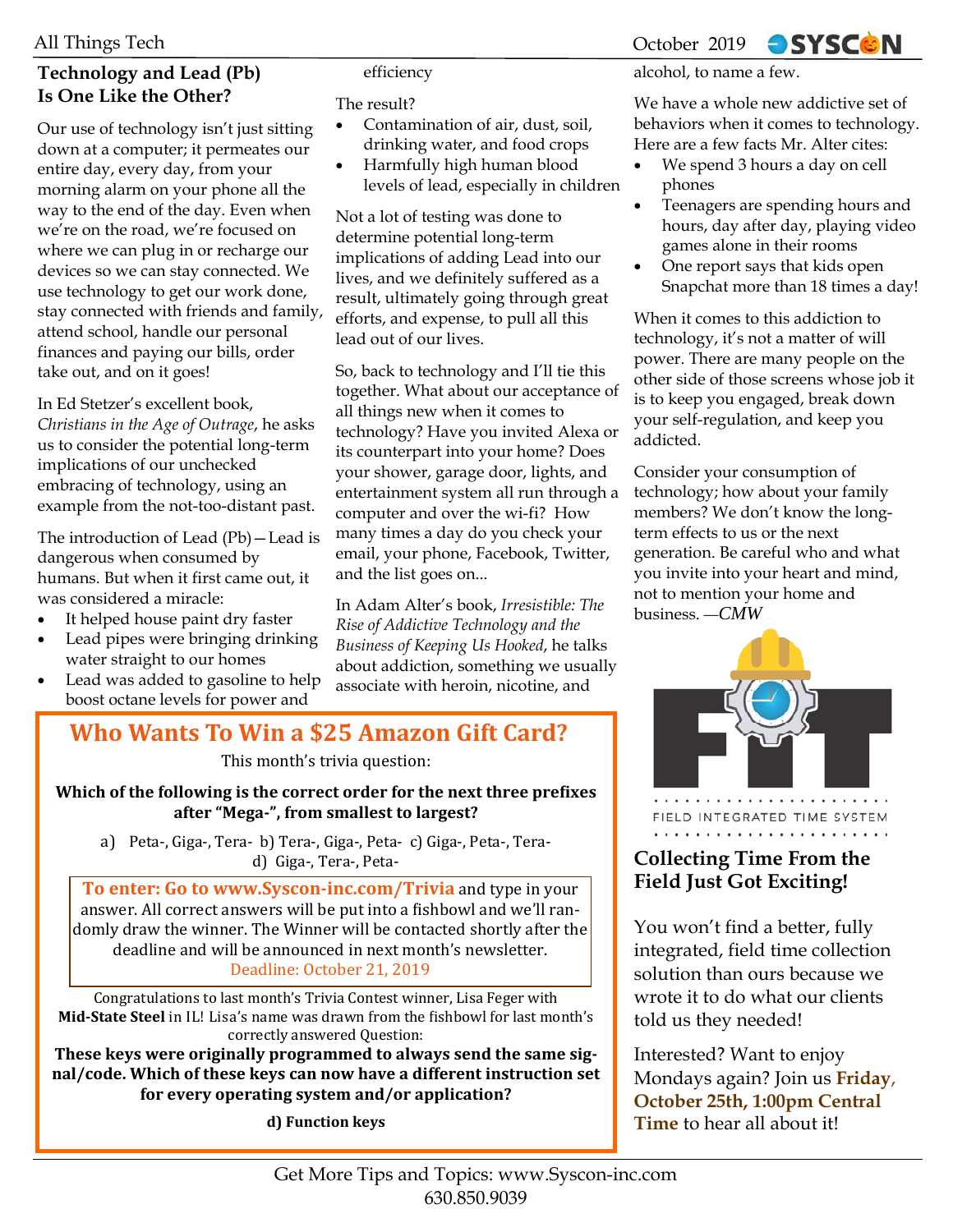## Technology and Lead (Pb) Is One Like the Other?

Our use of technology isn't just sitting down at a computer; it permeates our entire day, every day, from your morning alarm on your phone all the way to the end of the day. Even when we're on the road, we're focused on where we can plug in or recharge our devices so we can stay connected. We use technology to get our work done, stay connected with friends and family, attend school, handle our personal finances and paying our bills, order take out, and on it goes!

In Ed Stetzer's excellent book, *Christians in the Age of Outrage*, he asks us to consider the potential long-term implications of our unchecked embracing of technology, using an example from the not-too-distant past.

The introduction of Lead (Pb)—Lead is dangerous when consumed by humans. But when it first came out, it was considered a miracle:

- It helped house paint dry faster
- Lead pipes were bringing drinking water straight to our homes
- Lead was added to gasoline to help boost octane levels for power and efficiency

The result?

- Contamination of air, dust, soil, drinking water, and food crops
- Harmfully high human blood levels of lead, especially in children

Not a lot of testing was done to determine potential long-term implications of adding Lead into our lives, and we definitely suffered as a result, ultimately going through great efforts, and expense, to pull all this lead out of our lives.

So, back to technology and I'll tie this together. What about our acceptance of all things new when it comes to technology? Have you invited Alexa or its counterpart into your home? Does your shower, garage door, lights, and entertainment system all run through a computer and over the wi-fi? How many times a day do you check your email, your phone, Facebook, Twitter, and the list goes on...

In Adam Alter's book, *Irresistible: The Rise of Addictive Technology and the Business of Keeping Us Hooked*, he talks about addiction, something we usually associate with heroin, nicotine, and alcohol, to name a few.

We have a whole new addictive set of behaviors when it comes to technology. Here are a few facts Mr. Alter cites:

- We spend 3 hours a day on cell phones
- Teenagers are spending hours and hours, day after day, playing video games alone in their rooms
- One report says that kids open Snapchat more than 18 times a day!

When it comes to this addiction to technology, it's not a matter of will power. There are many people on the other side of those screens whose job it is to keep you engaged, break down your self-regulation, and keep you addicted.

Consider your consumption of technology; how about your family members? We don't know the long-term effects to us or the next generation. Be careful who and what you invite into your heart and mind, not to mention your home and business. —*CMW*

## Who Wants To Win a $25 Amazon Gift Card?

This month's trivia question:

**Which of the following is the correct order for the next three prefixes after "Mega-", from smallest to largest?**

a) Peta-, Giga-, Tera- b) Tera-, Giga-, Peta- c) Giga-, Peta-, Tera- d) Giga-, Tera-, Peta-

**To enter: Go to www.Syscon-inc.com/Trivia** and type in your answer. All correct answers will be put into a fishbowl and we'll randomly draw the winner. The Winner will be contacted shortly after the deadline and will be announced in next month's newsletter.
Deadline: October 21, 2019

Congratulations to last month's Trivia Contest winner, Lisa Feger with **Mid-State Steel** in IL! Lisa's name was drawn from the fishbowl for last month's correctly answered Question:

**These keys were originally programmed to always send the same signal/code. Which of these keys can now have a different instruction set for every operating system and/or application?**

**d) Function keys**

FIT
FIELD INTEGRATED TIME SYSTEM

## Collecting Time From the Field Just Got Exciting!

You won't find a better, fully integrated, field time collection solution than ours because we wrote it to do what our clients told us they needed!

Interested? Want to enjoy Mondays again? Join us **Friday, October 25th, 1:00pm Central Time** to hear all about it!

Get More Tips and Topics: www.Syscon-inc.com
630.850.9039